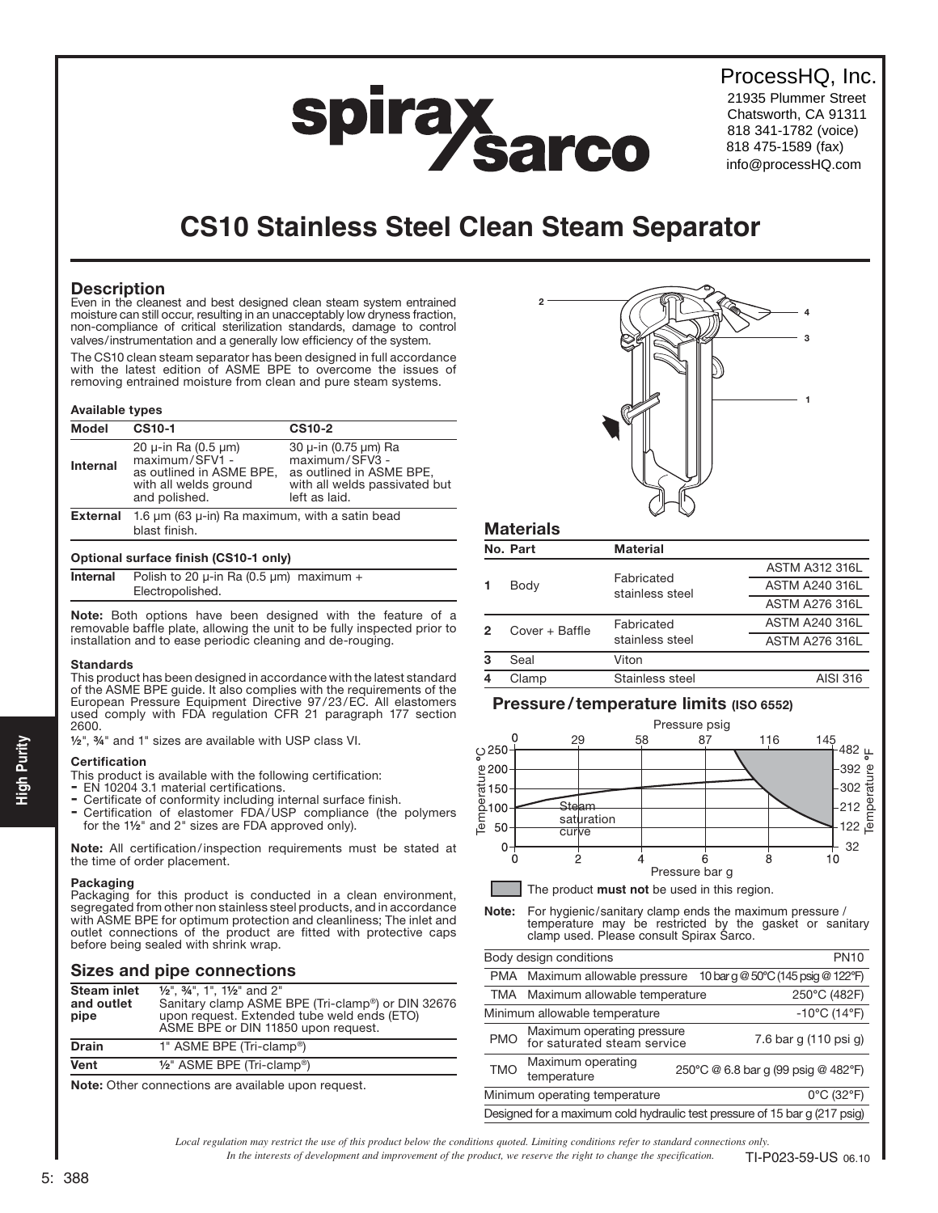ProcessHQ, Inc.
21935 Plummer Street
Chatsworth, CA 91311
818 341-1782 (voice)
818 475-1589 (fax)
info@processHQ.com

# CS10 Stainless Steel Clean Steam Separator

## Description

Even in the cleanest and best designed clean steam system entrained moisture can still occur, resulting in an unacceptably low dryness fraction, non-compliance of critical sterilization standards, damage to control valves/instrumentation and a generally low efficiency of the system.

The CS10 clean steam separator has been designed in full accordance with the latest edition of ASME BPE to overcome the issues of removing entrained moisture from clean and pure steam systems.

### Available types

| Model | CS10-1 | CS10-2 |
| --- | --- | --- |
| Internal | 20 µ-in Ra (0.5 µm) maximum/SFV1 - as outlined in ASME BPE, with all welds ground and polished. | 30 µ-in (0.75 µm) Ra maximum/SFV3 - as outlined in ASME BPE, with all welds passivated but left as laid. |
| External | 1.6 µm (63 µ-in) Ra maximum, with a satin bead blast finish. | |

### Optional surface finish (CS10-1 only)

| Internal | Polish to 20 µ-in Ra (0.5 µm) maximum + Electropolished. |
| --- | --- |

**Note:** Both options have been designed with the feature of a removable baffle plate, allowing the unit to be fully inspected prior to installation and to ease periodic cleaning and de-rouging.

### Standards

This product has been designed in accordance with the latest standard of the ASME BPE guide. It also complies with the requirements of the European Pressure Equipment Directive 97/23/EC. All elastomers used comply with FDA regulation CFR 21 paragraph 177 section 2600.

½", ¾" and 1" sizes are available with USP class VI.

### Certification

This product is available with the following certification:
- EN 10204 3.1 material certifications.
- Certificate of conformity including internal surface finish.
- Certification of elastomer FDA/USP compliance (the polymers for the 1½" and 2" sizes are FDA approved only).

**Note:** All certification/inspection requirements must be stated at the time of order placement.

### Packaging

Packaging for this product is conducted in a clean environment, segregated from other non stainless steel products, and in accordance with ASME BPE for optimum protection and cleanliness; The inlet and outlet connections of the product are fitted with protective caps before being sealed with shrink wrap.

## Sizes and pipe connections

| Steam inlet and outlet pipe | ½", ¾", 1", 1½" and 2" Sanitary clamp ASME BPE (Tri-clamp®) or DIN 32676 upon request. Extended tube weld ends (ETO) ASME BPE or DIN 11850 upon request. |
| --- | --- |
| Drain | 1" ASME BPE (Tri-clamp®) |
| Vent | ½" ASME BPE (Tri-clamp®) |

**Note:** Other connections are available upon request.

## Materials

| No. | Part | Material | |
| --- | --- | --- | --- |
| 1 | Body | Fabricated stainless steel | ASTM A312 316L |
| | | | ASTM A240 316L |
| | | | ASTM A276 316L |
| 2 | Cover + Baffle | Fabricated stainless steel | ASTM A240 316L |
| | | | ASTM A276 316L |
| 3 | Seal | Viton | |
| 4 | Clamp | Stainless steel | AISI 316 |

## Pressure/temperature limits (ISO 6552)

The product **must not** be used in this region.

**Note:** For hygienic/sanitary clamp ends the maximum pressure / temperature may be restricted by the gasket or sanitary clamp used. Please consult Spirax Sarco.

| Body design conditions | | PN10 |
| --- | --- | --- |
| PMA | Maximum allowable pressure | 10 bar g @ 50°C (145 psig @ 122°F) |
| TMA | Maximum allowable temperature | 250°C (482F) |
| Minimum allowable temperature | | -10°C (14°F) |
| PMO | Maximum operating pressure for saturated steam service | 7.6 bar g (110 psi g) |
| TMO | Maximum operating temperature | 250°C @ 6.8 bar g (99 psig @ 482°F) |
| Minimum operating temperature | | 0°C (32°F) |
| Designed for a maximum cold hydraulic test pressure of 15 bar g (217 psig) | | |

*Local regulation may restrict the use of this product below the conditions quoted. Limiting conditions refer to standard connections only.*
*In the interests of development and improvement of the product, we reserve the right to change the specification.*

TI-P023-59-US 06.10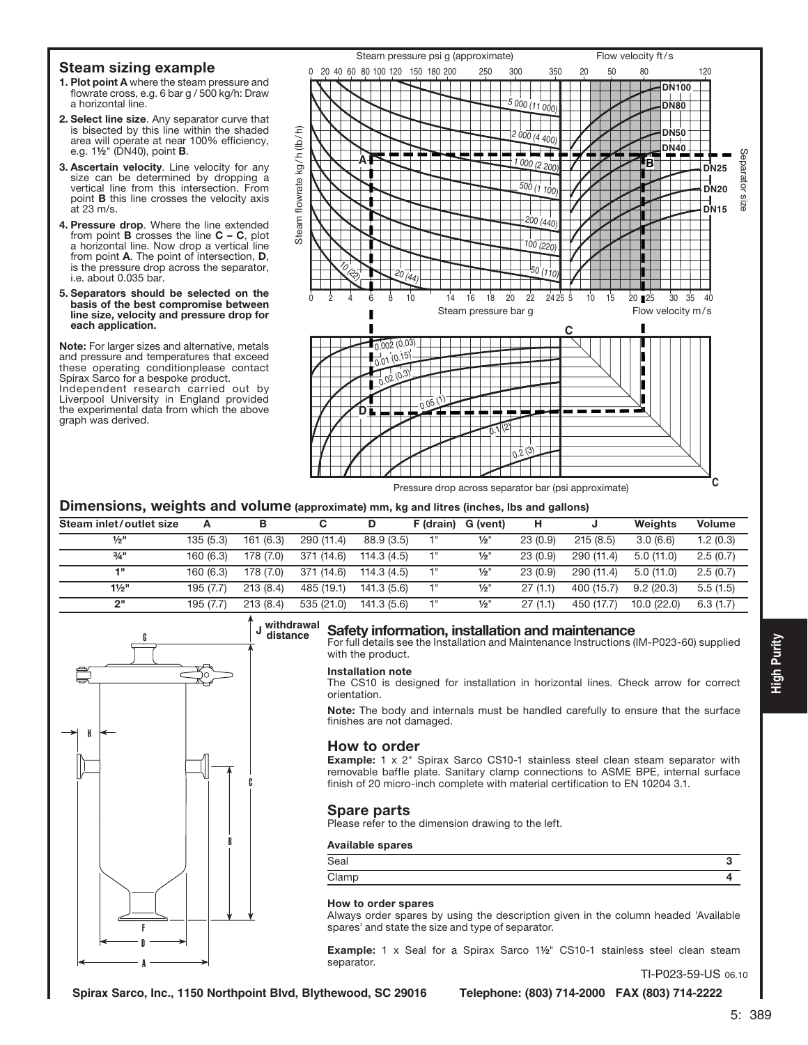## Steam sizing example

1. **Plot point A** where the steam pressure and flowrate cross, e.g. 6 bar g / 500 kg/h: Draw a horizontal line.
2. **Select line size**. Any separator curve that is bisected by this line within the shaded area will operate at near 100% efficiency, e.g. 1½" (DN40), point **B**.
3. **Ascertain velocity**. Line velocity for any size can be determined by dropping a vertical line from this intersection. From point **B** this line crosses the velocity axis at 23 m/s.
4. **Pressure drop**. Where the line extended from point **B** crosses the line **C – C**, plot a horizontal line. Now drop a vertical line from point **A**. The point of intersection, **D**, is the pressure drop across the separator, i.e. about 0.035 bar.
5. **Separators should be selected on the basis of the best compromise between line size, velocity and pressure drop for each application.**

**Note:** For larger sizes and alternative, metals and pressure and temperatures that exceed these operating conditionplease contact Spirax Sarco for a bespoke product.
Independent research carried out by Liverpool University in England provided the experimental data from which the above graph was derived.

Steam pressure psi g (approximate)
0 20 40 60 80 100 120 150 180 200 250 300 350
Flow velocity ft/s
20 50 80 120
Steam flowrate kg/h (lb/h)
5 000 (11 000)
2 000 (4 400)
1 000 (2 200)
500 (1 100)
200 (440)
100 (220)
50 (110)
20 (44)
10 (22)
A
B
DN100
DN80
DN50
DN40
DN25
DN20
DN15
Separator size
0 2 4 6 8 10 14 16 18 20 22 24 25
Steam pressure bar g
5 10 15 20 25 30 35 40
Flow velocity m/s
C
0.002 (0.03)
0.01 (0.15)
0.02 (0.3)
0.05 (1)
0.1 (2)
0.2 (3)
D
C
Pressure drop across separator bar (psi approximate)

## Dimensions, weights and volume (approximate) mm, kg and litres (inches, lbs and gallons)

| Steam inlet/outlet size | A | B | C | D | F (drain) | G (vent) | H | J | Weights | Volume |
|---|---|---|---|---|---|---|---|---|---|---|
| ½" | 135 (5.3) | 161 (6.3) | 290 (11.4) | 88.9 (3.5) | 1" | ½" | 23 (0.9) | 215 (8.5) | 3.0 (6.6) | 1.2 (0.3) |
| ¾" | 160 (6.3) | 178 (7.0) | 371 (14.6) | 114.3 (4.5) | 1" | ½" | 23 (0.9) | 290 (11.4) | 5.0 (11.0) | 2.5 (0.7) |
| 1" | 160 (6.3) | 178 (7.0) | 371 (14.6) | 114.3 (4.5) | 1" | ½" | 23 (0.9) | 290 (11.4) | 5.0 (11.0) | 2.5 (0.7) |
| 1½" | 195 (7.7) | 213 (8.4) | 485 (19.1) | 141.3 (5.6) | 1" | ½" | 27 (1.1) | 400 (15.7) | 9.2 (20.3) | 5.5 (1.5) |
| 2" | 195 (7.7) | 213 (8.4) | 535 (21.0) | 141.3 (5.6) | 1" | ½" | 27 (1.1) | 450 (17.7) | 10.0 (22.0) | 6.3 (1.7) |

G
H
J withdrawal distance
C
B
F
D
A

## Safety information, installation and maintenance

For full details see the Installation and Maintenance Instructions (IM-P023-60) supplied with the product.

#### Installation note

The CS10 is designed for installation in horizontal lines. Check arrow for correct orientation.

**Note:** The body and internals must be handled carefully to ensure that the surface finishes are not damaged.

## How to order

**Example:** 1 x 2" Spirax Sarco CS10-1 stainless steel clean steam separator with removable baffle plate. Sanitary clamp connections to ASME BPE, internal surface finish of 20 micro-inch complete with material certification to EN 10204 3.1.

## Spare parts

Please refer to the dimension drawing to the left.

#### Available spares

| | |
|---|---|
| Seal | 3 |
| Clamp | 4 |

#### How to order spares

Always order spares by using the description given in the column headed 'Available spares' and state the size and type of separator.

**Example:** 1 x Seal for a Spirax Sarco 1½" CS10-1 stainless steel clean steam separator.

TI-P023-59-US 06.10

High Purity

Spirax Sarco, Inc., 1150 Northpoint Blvd, Blythewood, SC 29016 Telephone: (803) 714-2000 FAX (803) 714-2222